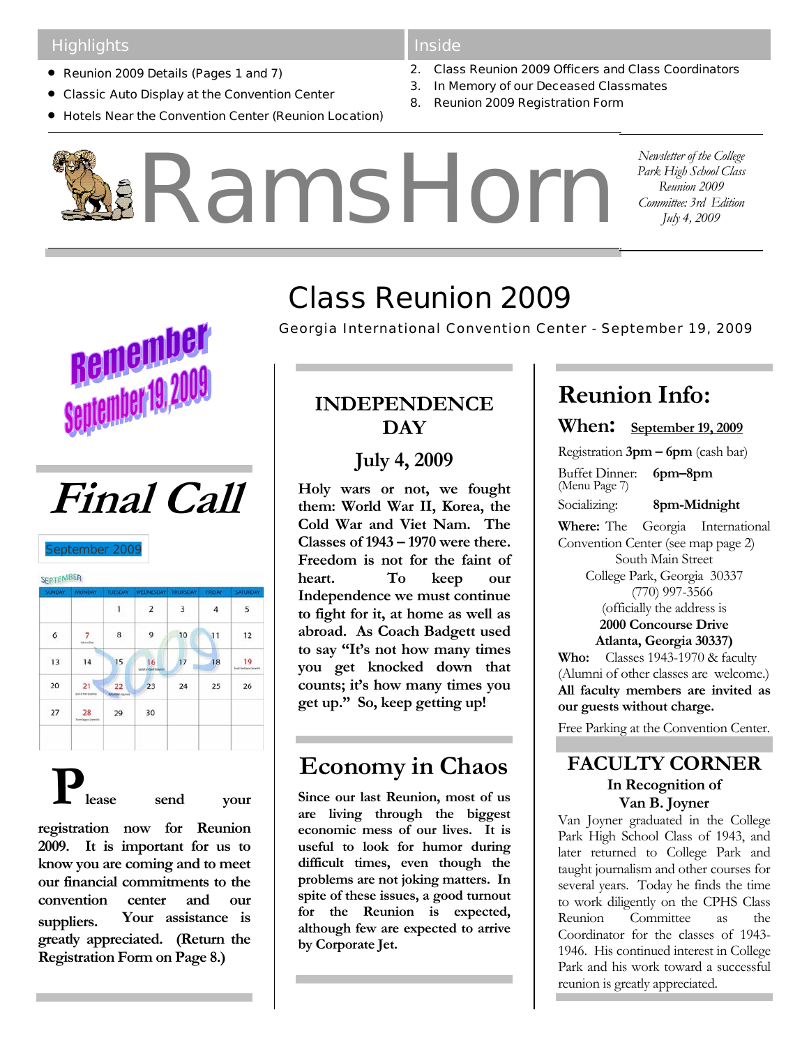## Highlights

- Reunion 2009 Details (Pages 1 and 7)
- Classic Auto Display at the Convention Center
- Hotels Near the Convention Center (Reunion Location)

## Inside

2. Class Reunion 2009 Officers and Class Coordinators
3. In Memory of our Deceased Classmates
8. Reunion 2009 Registration Form

# RamsHorn

*Newsletter of the College Park High School Class Reunion 2009 Committee: 3rd Edition July 4, 2009*

# Class Reunion 2009

Georgia International Convention Center - September 19, 2009

**Remember September 19, 2009**

## *Final Call*

September 2009

| SUNDAY | MONDAY | TUESDAY | WEDNESDAY | THURSDAY | FRIDAY | SATURDAY |
|---|---|---|---|---|---|---|
| | | 1 | 2 | 3 | 4 | 5 |
| 6 | 7 | 8 | 9 | 10 | 11 | 12 |
| 13 | 14 | 15 | 16 | 17 | 18 | 19 |
| 20 | 21 | 22 | 23 | 24 | 25 | 26 |
| 27 | 28 | 29 | 30 | | | |

**Please send your registration now for Reunion 2009. It is important for us to know you are coming and to meet our financial commitments to the convention center and our suppliers. Your assistance is greatly appreciated. (Return the Registration Form on Page 8.)**

## INDEPENDENCE DAY

### July 4, 2009

**Holy wars or not, we fought them: World War II, Korea, the Cold War and Viet Nam. The Classes of 1943 – 1970 were there. Freedom is not for the faint of heart. To keep our Independence we must continue to fight for it, at home as well as abroad. As Coach Badgett used to say "It's not how many times you get knocked down that counts; it's how many times you get up." So, keep getting up!**

## Economy in Chaos

**Since our last Reunion, most of us are living through the biggest economic mess of our lives. It is useful to look for humor during difficult times, even though the problems are not joking matters. In spite of these issues, a good turnout for the Reunion is expected, although few are expected to arrive by Corporate Jet.**

## Reunion Info:

### When: <u>September 19, 2009</u>

Registration **3pm – 6pm** (cash bar)

Buffet Dinner: **6pm–8pm**
(Menu Page 7)

Socializing: **8pm-Midnight**

**Where:** The Georgia International Convention Center (see map page 2)
South Main Street
College Park, Georgia 30337
(770) 997-3566
(officially the address is
**2000 Concourse Drive**
**Atlanta, Georgia 30337)**

**Who:** Classes 1943-1970 & faculty (Alumni of other classes are welcome.)

**All faculty members are invited as our guests without charge.**

Free Parking at the Convention Center.

## FACULTY CORNER

### In Recognition of Van B. Joyner

Van Joyner graduated in the College Park High School Class of 1943, and later returned to College Park and taught journalism and other courses for several years. Today he finds the time to work diligently on the CPHS Class Reunion Committee as the Coordinator for the classes of 1943-1946. His continued interest in College Park and his work toward a successful reunion is greatly appreciated.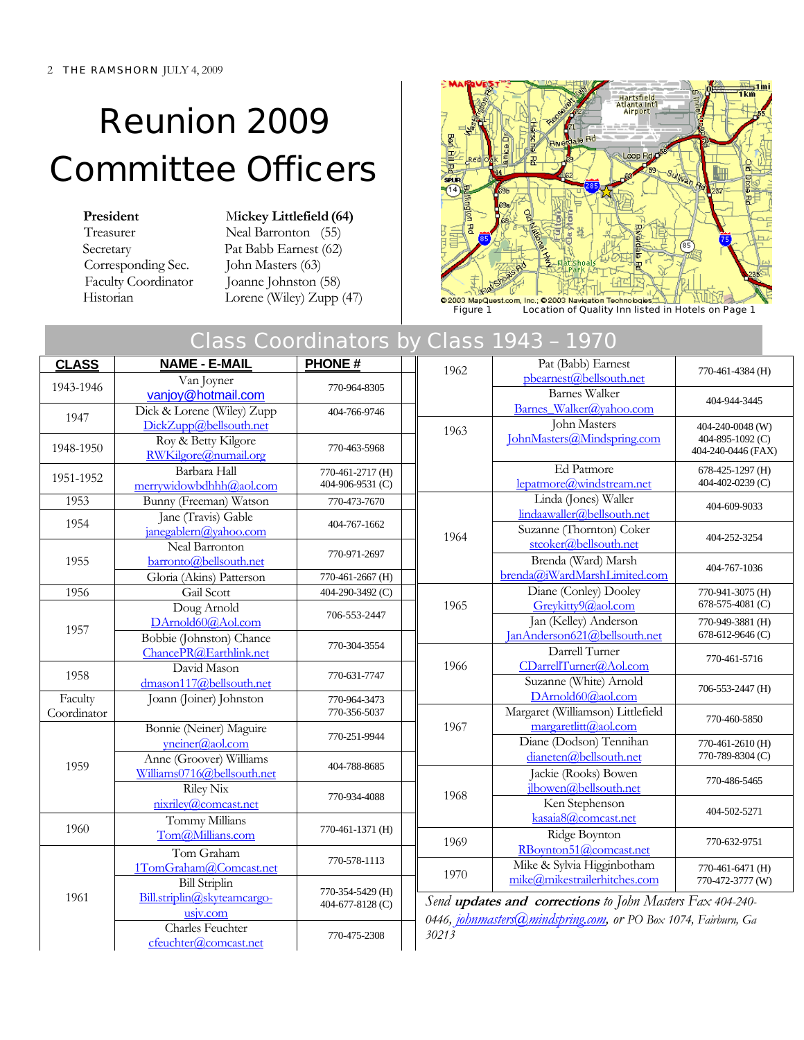# Reunion 2009 Committee Officers

| | |
|---|---|
| **President** | **Mickey Littlefield (64)** |
| Treasurer | Neal Barronton (55) |
| Secretary | Pat Babb Earnest (62) |
| Corresponding Sec. | John Masters (63) |
| Faculty Coordinator | Joanne Johnston (58) |
| Historian | Lorene (Wiley) Zupp (47) |

Figure 1 Location of Quality Inn listed in Hotels on Page 1

## Class Coordinators by Class 1943 – 1970

| CLASS | NAME - E-MAIL | PHONE # |
|---|---|---|
| 1943-1946 | Van Joyner vanjoy@hotmail.com | 770-964-8305 |
| 1947 | Dick & Lorene (Wiley) Zupp DickZupp@bellsouth.net | 404-766-9746 |
| 1948-1950 | Roy & Betty Kilgore RWKilgore@numail.org | 770-463-5968 |
| 1951-1952 | Barbara Hall merrywidowbdhhh@aol.com | 770-461-2717 (H) 404-906-9531 (C) |
| 1953 | Bunny (Freeman) Watson | 770-473-7670 |
| 1954 | Jane (Travis) Gable janegablern@yahoo.com | 404-767-1662 |
| 1955 | Neal Barronton barronto@bellsouth.net | 770-971-2697 |
| | Gloria (Akins) Patterson | 770-461-2667 (H) |
| 1956 | Gail Scott | 404-290-3492 (C) |
| 1957 | Doug Arnold DArnold60@Aol.com | 706-553-2447 |
| | Bobbie (Johnston) Chance ChancePR@Earthlink.net | 770-304-3554 |
| 1958 | David Mason dmason117@bellsouth.net | 770-631-7747 |
| Faculty Coordinator | Joann (Joiner) Johnston | 770-964-3473 770-356-5037 |
| 1959 | Bonnie (Neiner) Maguire yneiner@aol.com | 770-251-9944 |
| | Anne (Groover) Williams Williams0716@bellsouth.net | 404-788-8685 |
| | Riley Nix nixriley@comcast.net | 770-934-4088 |
| 1960 | Tommy Millians Tom@Millians.com | 770-461-1371 (H) |
| 1961 | Tom Graham 1TomGraham@Comcast.net | 770-578-1113 |
| | Bill Striplin Bill.striplin@skyteamcargo-usjv.com | 770-354-5429 (H) 404-677-8128 (C) |
| | Charles Feuchter cfeuchter@comcast.net | 770-475-2308 |
| 1962 | Pat (Babb) Earnest pbearnest@bellsouth.net | 770-461-4384 (H) |
| | Barnes Walker Barnes_Walker@yahoo.com | 404-944-3445 |
| 1963 | John Masters JohnMasters@Mindspring.com | 404-240-0048 (W) 404-895-1092 (C) 404-240-0446 (FAX) |
| | Ed Patmore lepatmore@windstream.net | 678-425-1297 (H) 404-402-0239 (C) |
| 1964 | Linda (Jones) Waller lindaawaller@bellsouth.net | 404-609-9033 |
| | Suzanne (Thornton) Coker stcoker@bellsouth.net | 404-252-3254 |
| | Brenda (Ward) Marsh brenda@iWardMarshLimited.com | 404-767-1036 |
| 1965 | Diane (Conley) Dooley Greykitty9@aol.com | 770-941-3075 (H) 678-575-4081 (C) |
| | Jan (Kelley) Anderson JanAnderson621@bellsouth.net | 770-949-3881 (H) 678-612-9646 (C) |
| 1966 | Darrell Turner CDarrellTurner@Aol.com | 770-461-5716 |
| | Suzanne (White) Arnold DArnold60@aol.com | 706-553-2447 (H) |
| 1967 | Margaret (Williamson) Littlefield margaretlitt@aol.com | 770-460-5850 |
| | Diane (Dodson) Tennihan dianeten@bellsouth.net | 770-461-2610 (H) 770-789-8304 (C) |
| 1968 | Jackie (Rooks) Bowen jlbowen@bellsouth.net | 770-486-5465 |
| | Ken Stephenson kasaia8@comcast.net | 404-502-5271 |
| 1969 | Ridge Boynton RBoynton51@comcast.net | 770-632-9751 |
| 1970 | Mike & Sylvia Higginbotham mike@mikestrailerhitches.com | 770-461-6471 (H) 770-472-3777 (W) |

*Send **updates and corrections** to John Masters Fax 404-240-0446, johnmasters@mindspring.com, or PO Box 1074, Fairburn, Ga 30213*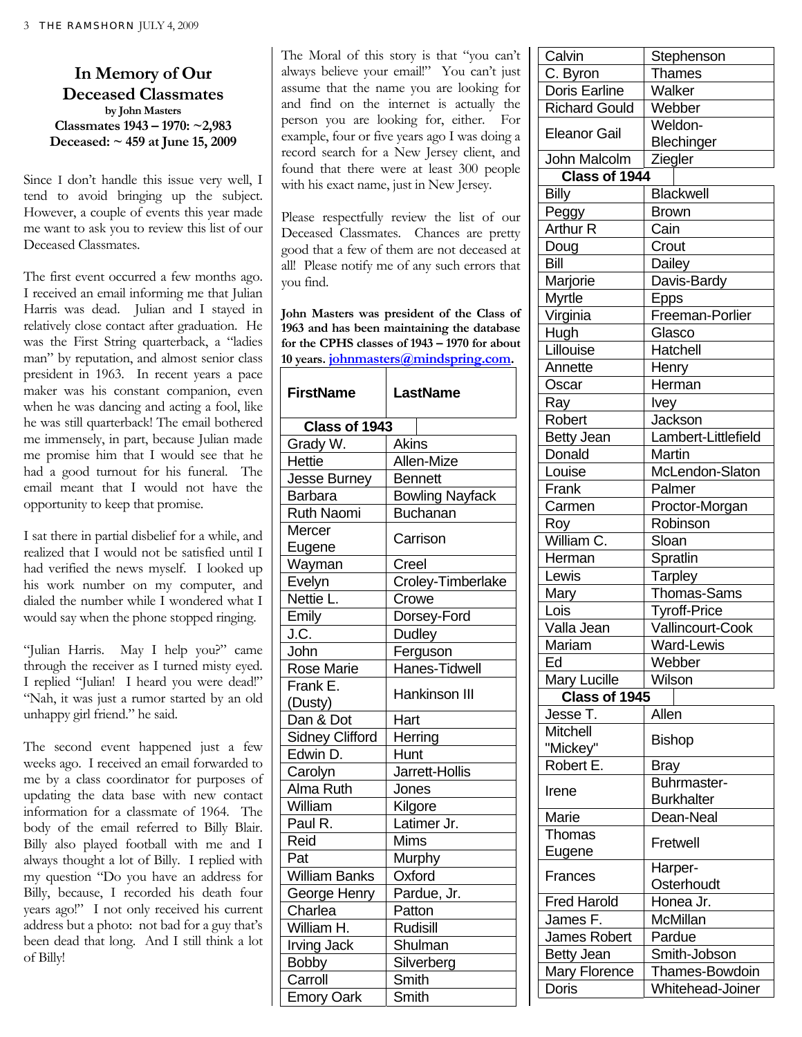# In Memory of Our Deceased Classmates

**by John Masters**

**Classmates 1943 – 1970: ~2,983**

**Deceased: ~ 459 at June 15, 2009**

Since I don't handle this issue very well, I tend to avoid bringing up the subject. However, a couple of events this year made me want to ask you to review this list of our Deceased Classmates.

The first event occurred a few months ago. I received an email informing me that Julian Harris was dead. Julian and I stayed in relatively close contact after graduation. He was the First String quarterback, a "ladies man" by reputation, and almost senior class president in 1963. In recent years a pace maker was his constant companion, even when he was dancing and acting a fool, like he was still quarterback! The email bothered me immensely, in part, because Julian made me promise him that I would see that he had a good turnout for his funeral. The email meant that I would not have the opportunity to keep that promise.

I sat there in partial disbelief for a while, and realized that I would not be satisfied until I had verified the news myself. I looked up his work number on my computer, and dialed the number while I wondered what I would say when the phone stopped ringing.

"Julian Harris. May I help you?" came through the receiver as I turned misty eyed. I replied "Julian! I heard you were dead!" "Nah, it was just a rumor started by an old unhappy girl friend." he said.

The second event happened just a few weeks ago. I received an email forwarded to me by a class coordinator for purposes of updating the data base with new contact information for a classmate of 1964. The body of the email referred to Billy Blair. Billy also played football with me and I always thought a lot of Billy. I replied with my question "Do you have an address for Billy, because, I recorded his death four years ago!" I not only received his current address but a photo: not bad for a guy that's been dead that long. And I still think a lot of Billy!

The Moral of this story is that "you can't always believe your email!" You can't just assume that the name you are looking for and find on the internet is actually the person you are looking for, either. For example, four or five years ago I was doing a record search for a New Jersey client, and found that there were at least 300 people with his exact name, just in New Jersey.

Please respectfully review the list of our Deceased Classmates. Chances are pretty good that a few of them are not deceased at all! Please notify me of any such errors that you find.

**John Masters was president of the Class of 1963 and has been maintaining the database for the CPHS classes of 1943 – 1970 for about 10 years. johnmasters@mindspring.com.**

| FirstName | LastName |
|---|---|
| **Class of 1943** | |
| Grady W. | Akins |
| Hettie | Allen-Mize |
| Jesse Burney | Bennett |
| Barbara | Bowling Nayfack |
| Ruth Naomi | Buchanan |
| Mercer Eugene | Carrison |
| Wayman | Creel |
| Evelyn | Croley-Timberlake |
| Nettie L. | Crowe |
| Emily | Dorsey-Ford |
| J.C. | Dudley |
| John | Ferguson |
| Rose Marie | Hanes-Tidwell |
| Frank E. (Dusty) | Hankinson III |
| Dan & Dot | Hart |
| Sidney Clifford | Herring |
| Edwin D. | Hunt |
| Carolyn | Jarrett-Hollis |
| Alma Ruth | Jones |
| William | Kilgore |
| Paul R. | Latimer Jr. |
| Reid | Mims |
| Pat | Murphy |
| William Banks | Oxford |
| George Henry | Pardue, Jr. |
| Charlea | Patton |
| William H. | Rudisill |
| Irving Jack | Shulman |
| Bobby | Silverberg |
| Carroll | Smith |
| Emory Oark | Smith |
| Calvin | Stephenson |
| C. Byron | Thames |
| Doris Earline | Walker |
| Richard Gould | Webber |
| Eleanor Gail | Weldon-Blechinger |
| John Malcolm | Ziegler |
| **Class of 1944** | |
| Billy | Blackwell |
| Peggy | Brown |
| Arthur R | Cain |
| Doug | Crout |
| Bill | Dailey |
| Marjorie | Davis-Bardy |
| Myrtle | Epps |
| Virginia | Freeman-Porlier |
| Hugh | Glasco |
| Lillouise | Hatchell |
| Annette | Henry |
| Oscar | Herman |
| Ray | Ivey |
| Robert | Jackson |
| Betty Jean | Lambert-Littlefield |
| Donald | Martin |
| Louise | McLendon-Slaton |
| Frank | Palmer |
| Carmen | Proctor-Morgan |
| Roy | Robinson |
| William C. | Sloan |
| Herman | Spratlin |
| Lewis | Tarpley |
| Mary | Thomas-Sams |
| Lois | Tyroff-Price |
| Valla Jean | Vallincourt-Cook |
| Mariam | Ward-Lewis |
| Ed | Webber |
| Mary Lucille | Wilson |
| **Class of 1945** | |
| Jesse T. | Allen |
| Mitchell "Mickey" | Bishop |
| Robert E. | Bray |
| Irene | Buhrmaster-Burkhalter |
| Marie | Dean-Neal |
| Thomas Eugene | Fretwell |
| Frances | Harper-Osterhoudt |
| Fred Harold | Honea Jr. |
| James F. | McMillan |
| James Robert | Pardue |
| Betty Jean | Smith-Jobson |
| Mary Florence | Thames-Bowdoin |
| Doris | Whitehead-Joiner |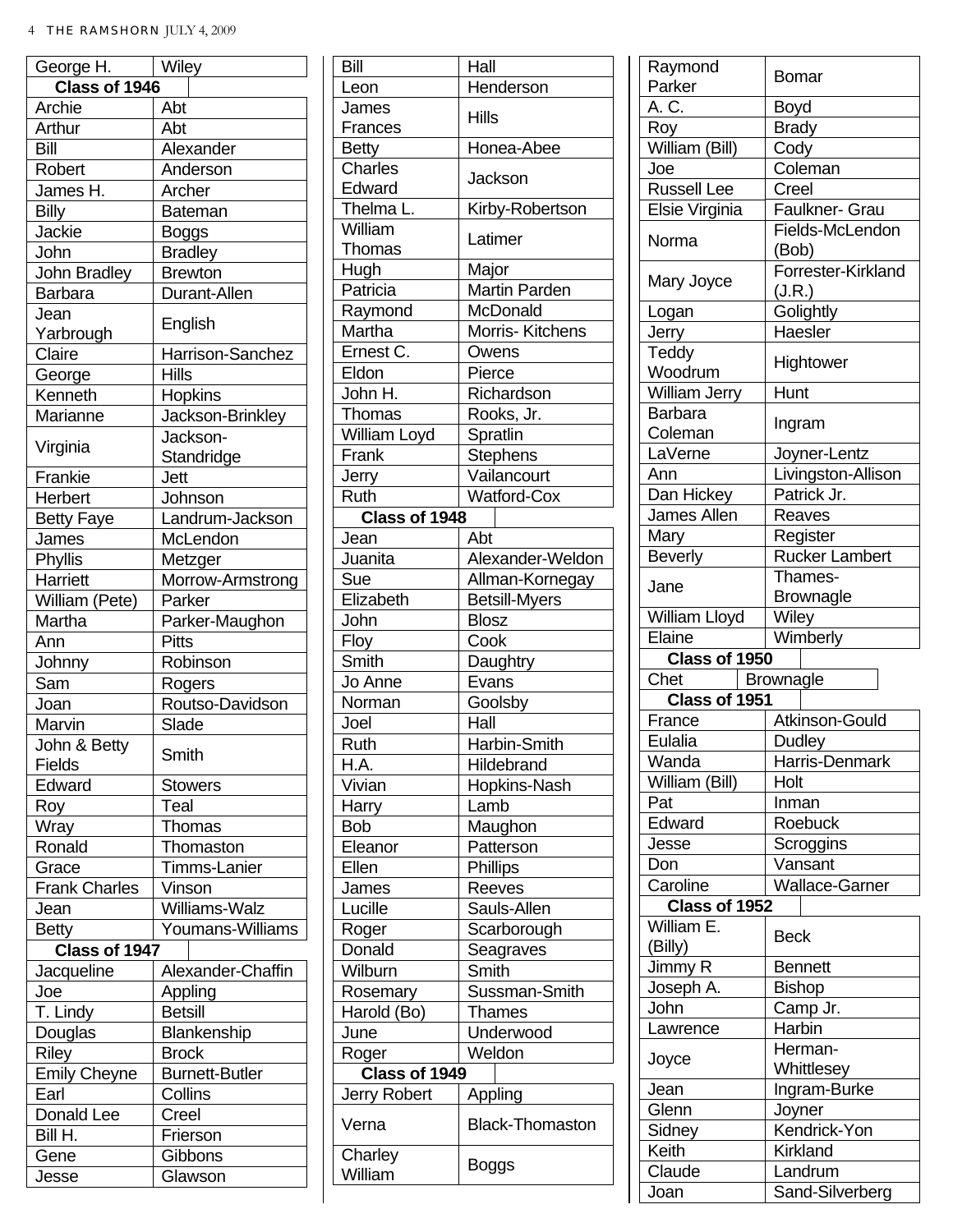| First | Last |
|---|---|
| George H. | Wiley |

### Class of 1946

| First | Last |
|---|---|
| Archie | Abt |
| Arthur | Abt |
| Bill | Alexander |
| Robert | Anderson |
| James H. | Archer |
| Billy | Bateman |
| Jackie | Boggs |
| John | Bradley |
| John Bradley | Brewton |
| Barbara | Durant-Allen |
| Jean Yarbrough | English |
| Claire | Harrison-Sanchez |
| George | Hills |
| Kenneth | Hopkins |
| Marianne | Jackson-Brinkley |
| Virginia | Jackson-Standridge |
| Frankie | Jett |
| Herbert | Johnson |
| Betty Faye | Landrum-Jackson |
| James | McLendon |
| Phyllis | Metzger |
| Harriett | Morrow-Armstrong |
| William (Pete) | Parker |
| Martha | Parker-Maughon |
| Ann | Pitts |
| Johnny | Robinson |
| Sam | Rogers |
| Joan | Routso-Davidson |
| Marvin | Slade |
| John & Betty Fields | Smith |
| Edward | Stowers |
| Roy | Teal |
| Wray | Thomas |
| Ronald | Thomaston |
| Grace | Timms-Lanier |
| Frank Charles | Vinson |
| Jean | Williams-Walz |
| Betty | Youmans-Williams |

### Class of 1947

| First | Last |
|---|---|
| Jacqueline | Alexander-Chaffin |
| Joe | Appling |
| T. Lindy | Betsill |
| Douglas | Blankenship |
| Riley | Brock |
| Emily Cheyne | Burnett-Butler |
| Earl | Collins |
| Donald Lee | Creel |
| Bill H. | Frierson |
| Gene | Gibbons |
| Jesse | Glawson |
| Bill | Hall |
| Leon | Henderson |
| James Frances | Hills |
| Betty | Honea-Abee |
| Charles Edward | Jackson |
| Thelma L. | Kirby-Robertson |
| William Thomas | Latimer |
| Hugh | Major |
| Patricia | Martin Parden |
| Raymond | McDonald |
| Martha | Morris- Kitchens |
| Ernest C. | Owens |
| Eldon | Pierce |
| John H. | Richardson |
| Thomas | Rooks, Jr. |
| William Loyd | Spratlin |
| Frank | Stephens |
| Jerry | Vailancourt |
| Ruth | Watford-Cox |

### Class of 1948

| First | Last |
|---|---|
| Jean | Abt |
| Juanita | Alexander-Weldon |
| Sue | Allman-Kornegay |
| Elizabeth | Betsill-Myers |
| John | Blosz |
| Floy | Cook |
| Smith | Daughtry |
| Jo Anne | Evans |
| Norman | Goolsby |
| Joel | Hall |
| Ruth | Harbin-Smith |
| H.A. | Hildebrand |
| Vivian | Hopkins-Nash |
| Harry | Lamb |
| Bob | Maughon |
| Eleanor | Patterson |
| Ellen | Phillips |
| James | Reeves |
| Lucille | Sauls-Allen |
| Roger | Scarborough |
| Donald | Seagraves |
| Wilburn | Smith |
| Rosemary | Sussman-Smith |
| Harold (Bo) | Thames |
| June | Underwood |
| Roger | Weldon |

### Class of 1949

| First | Last |
|---|---|
| Jerry Robert | Appling |
| Verna | Black-Thomaston |
| Charley William | Boggs |
| Raymond Parker | Bomar |
| A. C. | Boyd |
| Roy | Brady |
| William (Bill) | Cody |
| Joe | Coleman |
| Russell Lee | Creel |
| Elsie Virginia | Faulkner- Grau |
| Norma | Fields-McLendon (Bob) |
| Mary Joyce | Forrester-Kirkland (J.R.) |
| Logan | Golightly |
| Jerry | Haesler |
| Teddy Woodrum | Hightower |
| William Jerry | Hunt |
| Barbara Coleman | Ingram |
| LaVerne | Joyner-Lentz |
| Ann | Livingston-Allison |
| Dan Hickey | Patrick Jr. |
| James Allen | Reaves |
| Mary | Register |
| Beverly | Rucker Lambert |
| Jane | Thames-Brownagle |
| William Lloyd | Wiley |
| Elaine | Wimberly |

### Class of 1950

| First | Last |
|---|---|
| Chet | Brownagle |

### Class of 1951

| First | Last |
|---|---|
| France | Atkinson-Gould |
| Eulalia | Dudley |
| Wanda | Harris-Denmark |
| William (Bill) | Holt |
| Pat | Inman |
| Edward | Roebuck |
| Jesse | Scroggins |
| Don | Vansant |
| Caroline | Wallace-Garner |

### Class of 1952

| First | Last |
|---|---|
| William E. (Billy) | Beck |
| Jimmy R | Bennett |
| Joseph A. | Bishop |
| John | Camp Jr. |
| Lawrence | Harbin |
| Joyce | Herman-Whittlesey |
| Jean | Ingram-Burke |
| Glenn | Joyner |
| Sidney | Kendrick-Yon |
| Keith | Kirkland |
| Claude | Landrum |
| Joan | Sand-Silverberg |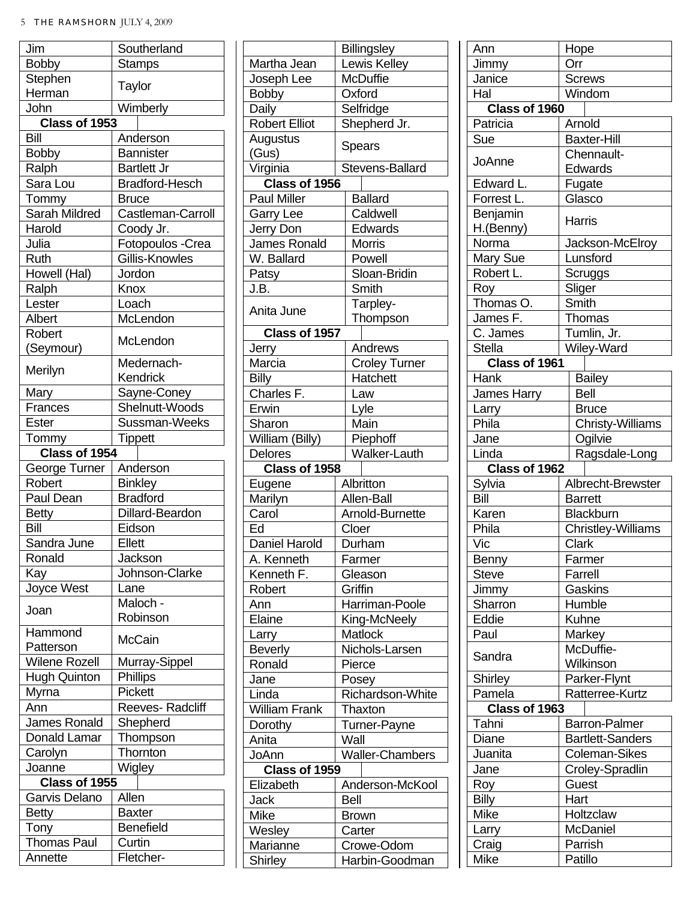| | |
|---|---|
| Jim | Southerland |
| Bobby | Stamps |
| Stephen Herman | Taylor |
| John | Wimberly |

**Class of 1953**

| | |
|---|---|
| Bill | Anderson |
| Bobby | Bannister |
| Ralph | Bartlett Jr |
| Sara Lou | Bradford-Hesch |
| Tommy | Bruce |
| Sarah Mildred | Castleman-Carroll |
| Harold | Coody Jr. |
| Julia | Fotopoulos -Crea |
| Ruth | Gillis-Knowles |
| Howell (Hal) | Jordon |
| Ralph | Knox |
| Lester | Loach |
| Albert | McLendon |
| Robert (Seymour) | McLendon |
| Merilyn | Medernach-Kendrick |
| Mary | Sayne-Coney |
| Frances | Shelnutt-Woods |
| Ester | Sussman-Weeks |
| Tommy | Tippett |

**Class of 1954**

| | |
|---|---|
| George Turner | Anderson |
| Robert | Binkley |
| Paul Dean | Bradford |
| Betty | Dillard-Beardon |
| Bill | Eidson |
| Sandra June | Ellett |
| Ronald | Jackson |
| Kay | Johnson-Clarke |
| Joyce West | Lane |
| Joan | Maloch - Robinson |
| Hammond Patterson | McCain |
| Wilene Rozell | Murray-Sippel |
| Hugh Quinton | Phillips |
| Myrna | Pickett |
| Ann | Reeves- Radcliff |
| James Ronald | Shepherd |
| Donald Lamar | Thompson |
| Carolyn | Thornton |
| Joanne | Wigley |

**Class of 1955**

| | |
|---|---|
| Garvis Delano | Allen |
| Betty | Baxter |
| Tony | Benefield |
| Thomas Paul | Curtin |
| Annette | Fletcher-Billingsley |
| Martha Jean | Lewis Kelley |
| Joseph Lee | McDuffie |
| Bobby | Oxford |
| Daily | Selfridge |
| Robert Elliot | Shepherd Jr. |
| Augustus (Gus) | Spears |
| Virginia | Stevens-Ballard |

**Class of 1956**

| | |
|---|---|
| Paul Miller | Ballard |
| Garry Lee | Caldwell |
| Jerry Don | Edwards |
| James Ronald | Morris |
| W. Ballard | Powell |
| Patsy | Sloan-Bridin |
| J.B. | Smith |
| Anita June | Tarpley-Thompson |

**Class of 1957**

| | |
|---|---|
| Jerry | Andrews |
| Marcia | Croley Turner |
| Billy | Hatchett |
| Charles F. | Law |
| Erwin | Lyle |
| Sharon | Main |
| William (Billy) | Piephoff |
| Delores | Walker-Lauth |

**Class of 1958**

| | |
|---|---|
| Eugene | Albritton |
| Marilyn | Allen-Ball |
| Carol | Arnold-Burnette |
| Ed | Cloer |
| Daniel Harold | Durham |
| A. Kenneth | Farmer |
| Kenneth F. | Gleason |
| Robert | Griffin |
| Ann | Harriman-Poole |
| Elaine | King-McNeely |
| Larry | Matlock |
| Beverly | Nichols-Larsen |
| Ronald | Pierce |
| Jane | Posey |
| Linda | Richardson-White |
| William Frank | Thaxton |
| Dorothy | Turner-Payne |
| Anita | Wall |
| JoAnn | Waller-Chambers |

**Class of 1959**

| | |
|---|---|
| Elizabeth | Anderson-McKool |
| Jack | Bell |
| Mike | Brown |
| Wesley | Carter |
| Marianne | Crowe-Odom |
| Shirley | Harbin-Goodman |
| Ann | Hope |
| Jimmy | Orr |
| Janice | Screws |
| Hal | Windom |

**Class of 1960**

| | |
|---|---|
| Patricia | Arnold |
| Sue | Baxter-Hill |
| JoAnne | Chennault-Edwards |
| Edward L. | Fugate |
| Forrest L. | Glasco |
| Benjamin H.(Benny) | Harris |
| Norma | Jackson-McElroy |
| Mary Sue | Lunsford |
| Robert L. | Scruggs |
| Roy | Sliger |
| Thomas O. | Smith |
| James F. | Thomas |
| C. James | Tumlin, Jr. |
| Stella | Wiley-Ward |

**Class of 1961**

| | |
|---|---|
| Hank | Bailey |
| James Harry | Bell |
| Larry | Bruce |
| Phila | Christy-Williams |
| Jane | Ogilvie |
| Linda | Ragsdale-Long |

**Class of 1962**

| | |
|---|---|
| Sylvia | Albrecht-Brewster |
| Bill | Barrett |
| Karen | Blackburn |
| Phila | Christley-Williams |
| Vic | Clark |
| Benny | Farmer |
| Steve | Farrell |
| Jimmy | Gaskins |
| Sharron | Humble |
| Eddie | Kuhne |
| Paul | Markey |
| Sandra | McDuffie-Wilkinson |
| Shirley | Parker-Flynt |
| Pamela | Ratterree-Kurtz |

**Class of 1963**

| | |
|---|---|
| Tahni | Barron-Palmer |
| Diane | Bartlett-Sanders |
| Juanita | Coleman-Sikes |
| Jane | Croley-Spradlin |
| Roy | Guest |
| Billy | Hart |
| Mike | Holtzclaw |
| Larry | McDaniel |
| Craig | Parrish |
| Mike | Patillo |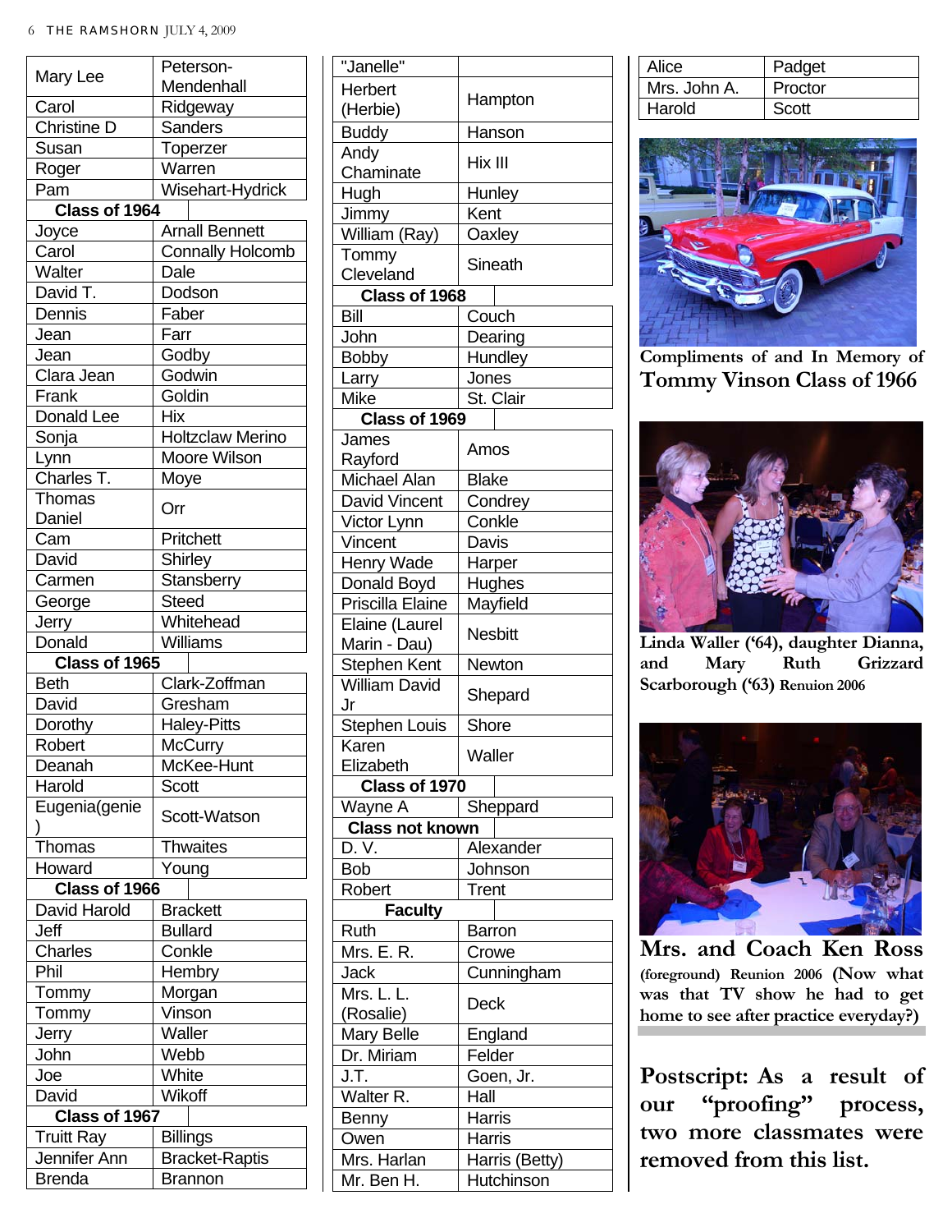| | |
|---|---|
| Mary Lee | Peterson-Mendenhall |
| Carol | Ridgeway |
| Christine D | Sanders |
| Susan | Toperzer |
| Roger | Warren |
| Pam | Wisehart-Hydrick |
| **Class of 1964** | |
| Joyce | Arnall Bennett |
| Carol | Connally Holcomb |
| Walter | Dale |
| David T. | Dodson |
| Dennis | Faber |
| Jean | Farr |
| Jean | Godby |
| Clara Jean | Godwin |
| Frank | Goldin |
| Donald Lee | Hix |
| Sonja | Holtzclaw Merino |
| Lynn | Moore Wilson |
| Charles T. | Moye |
| Thomas Daniel | Orr |
| Cam | Pritchett |
| David | Shirley |
| Carmen | Stansberry |
| George | Steed |
| Jerry | Whitehead |
| Donald | Williams |
| **Class of 1965** | |
| Beth | Clark-Zoffman |
| David | Gresham |
| Dorothy | Haley-Pitts |
| Robert | McCurry |
| Deanah | McKee-Hunt |
| Harold | Scott |
| Eugenia(genie) | Scott-Watson |
| Thomas | Thwaites |
| Howard | Young |
| **Class of 1966** | |
| David Harold | Brackett |
| Jeff | Bullard |
| Charles | Conkle |
| Phil | Hembry |
| Tommy | Morgan |
| Tommy | Vinson |
| Jerry | Waller |
| John | Webb |
| Joe | White |
| David | Wikoff |
| **Class of 1967** | |
| Truitt Ray | Billings |
| Jennifer Ann | Bracket-Raptis |
| Brenda | Brannon |
| "Janelle" | |
| Herbert (Herbie) | Hampton |
| Buddy | Hanson |
| Andy Chaminate | Hix III |
| Hugh | Hunley |
| Jimmy | Kent |
| William (Ray) | Oaxley |
| Tommy Cleveland | Sineath |
| **Class of 1968** | |
| Bill | Couch |
| John | Dearing |
| Bobby | Hundley |
| Larry | Jones |
| Mike | St. Clair |
| **Class of 1969** | |
| James Rayford | Amos |
| Michael Alan | Blake |
| David Vincent | Condrey |
| Victor Lynn | Conkle |
| Vincent | Davis |
| Henry Wade | Harper |
| Donald Boyd | Hughes |
| Priscilla Elaine | Mayfield |
| Elaine (Laurel Marin - Dau) | Nesbitt |
| Stephen Kent | Newton |
| William David Jr | Shepard |
| Stephen Louis | Shore |
| Karen Elizabeth | Waller |
| **Class of 1970** | |
| Wayne A | Sheppard |
| **Class not known** | |
| D. V. | Alexander |
| Bob | Johnson |
| Robert | Trent |
| **Faculty** | |
| Ruth | Barron |
| Mrs. E. R. | Crowe |
| Jack | Cunningham |
| Mrs. L. L. (Rosalie) | Deck |
| Mary Belle | England |
| Dr. Miriam | Felder |
| J.T. | Goen, Jr. |
| Walter R. | Hall |
| Benny | Harris |
| Owen | Harris |
| Mrs. Harlan | Harris (Betty) |
| Mr. Ben H. | Hutchinson |
| Alice | Padget |
| Mrs. John A. | Proctor |
| Harold | Scott |

**Compliments of and In Memory of Tommy Vinson Class of 1966**

**Linda Waller ('64), daughter Dianna, and Mary Ruth Grizzard Scarborough ('63) Reunion 2006**

**Mrs. and Coach Ken Ross** (foreground) Reunion 2006 (Now what was that TV show he had to get home to see after practice everyday?)

**Postscript: As a result of our "proofing" process, two more classmates were removed from this list.**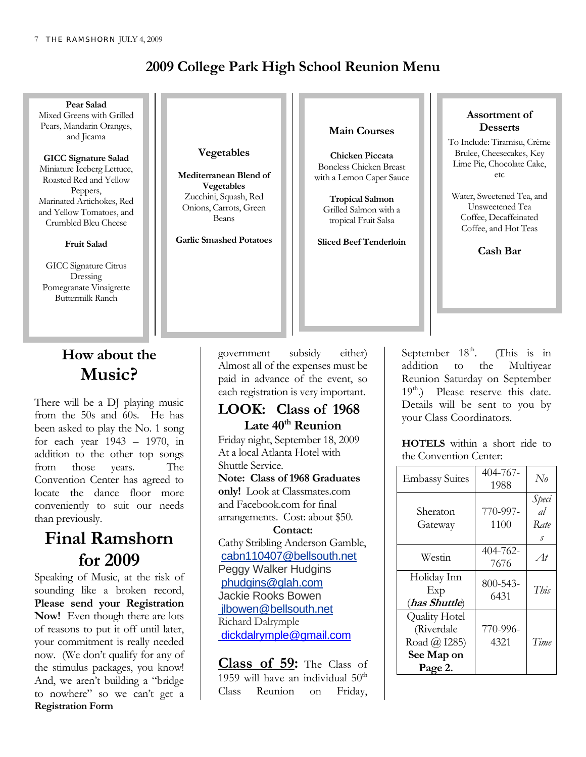# 2009 College Park High School Reunion Menu

**Pear Salad**
Mixed Greens with Grilled Pears, Mandarin Oranges, and Jicama

**GICC Signature Salad**
Miniature Iceberg Lettuce, Roasted Red and Yellow Peppers, Marinated Artichokes, Red and Yellow Tomatoes, and Crumbled Bleu Cheese

**Fruit Salad**

GICC Signature Citrus Dressing
Pomegranate Vinaigrette
Buttermilk Ranch

**Vegetables**

**Mediterranean Blend of Vegetables**
Zucchini, Squash, Red Onions, Carrots, Green Beans

**Garlic Smashed Potatoes**

**Main Courses**

**Chicken Piccata**
Boneless Chicken Breast with a Lemon Caper Sauce

**Tropical Salmon**
Grilled Salmon with a tropical Fruit Salsa

**Sliced Beef Tenderloin**

**Assortment of Desserts**
To Include: Tiramisu, Crème Brulee, Cheesecakes, Key Lime Pie, Chocolate Cake, etc

Water, Sweetened Tea, and Unsweetened Tea
Coffee, Decaffeinated Coffee, and Hot Teas

**Cash Bar**

## How about the Music?

There will be a DJ playing music from the 50s and 60s. He has been asked to play the No. 1 song for each year 1943 – 1970, in addition to the other top songs from those years. The Convention Center has agreed to locate the dance floor more conveniently to suit our needs than previously.

## Final Ramshorn for 2009

Speaking of Music, at the risk of sounding like a broken record, **Please send your Registration Now!** Even though there are lots of reasons to put it off until later, your commitment is really needed now. (We don't qualify for any of the stimulus packages, you know! And, we aren't building a "bridge to nowhere" so we can't get a **Registration Form** government subsidy either) Almost all of the expenses must be paid in advance of the event, so each registration is very important.

## LOOK: Class of 1968

### Late 40th Reunion

Friday night, September 18, 2009
At a local Atlanta Hotel with Shuttle Service.
**Note: Class of 1968 Graduates only!** Look at Classmates.com and Facebook.com for final arrangements. Cost: about $50.

**Contact:**
Cathy Stribling Anderson Gamble, cabn110407@bellsouth.net
Peggy Walker Hudgins
phudgins@glah.com
Jackie Rooks Bowen
jlbowen@bellsouth.net
Richard Dalrymple
dickdalrymple@gmail.com

**Class of 59:** The Class of 1959 will have an individual 50th Class Reunion on Friday, September 18th. (This is in addition to the Multiyear Reunion Saturday on September 19th.) Please reserve this date. Details will be sent to you by your Class Coordinators.

**HOTELS** within a short ride to the Convention Center:

| | | |
|---|---|---|
| Embassy Suites | 404-767-1988 | *No* |
| Sheraton Gateway | 770-997-1100 | *Special Rates* |
| Westin | 404-762-7676 | *At* |
| Holiday Inn Exp (***has Shuttle***) | 800-543-6431 | *This* |
| Quality Hotel (Riverdale Road @ I285) **See Map on Page 2.** | 770-996-4321 | *Time* |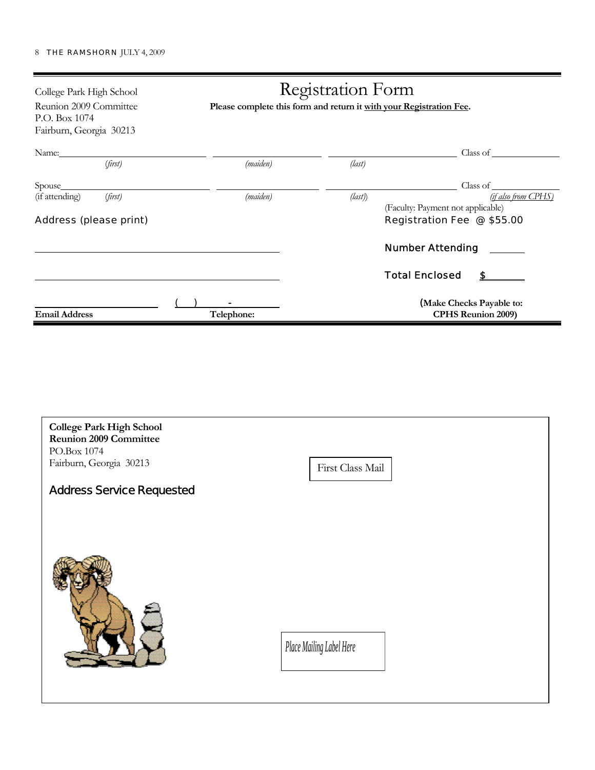College Park High School
Reunion 2009 Committee
P.O. Box 1074
Fairburn, Georgia 30213

# Registration Form

**Please complete this form and return it with your Registration Fee.**

Name:\_\_\_\_\_\_\_\_\_\_\_\_\_\_\_\_ \_\_\_\_\_\_\_\_\_\_\_\_\_\_\_\_ \_\_\_\_\_\_\_\_\_\_\_\_\_\_\_\_ Class of \_\_\_\_\_\_\_\_
*(first)* *(maiden)* *(last)*

Spouse\_\_\_\_\_\_\_\_\_\_\_\_\_\_\_\_ \_\_\_\_\_\_\_\_\_\_\_\_\_\_\_\_ \_\_\_\_\_\_\_\_\_\_\_\_\_\_\_\_ Class of \_\_\_\_\_\_\_\_
(if attending) *(first)* *(maiden)* *(last)*) *(if also from CPHS)*

(Faculty: Payment not applicable)

Address (please print)

Registration Fee @ $55.00

\_\_\_\_\_\_\_\_\_\_\_\_\_\_\_\_\_\_\_\_\_\_\_\_\_\_\_\_\_\_\_\_\_\_\_\_

Number Attending \_\_\_\_\_\_

\_\_\_\_\_\_\_\_\_\_\_\_\_\_\_\_\_\_\_\_\_\_\_\_\_\_\_\_\_\_\_\_\_\_\_\_

Total Enclosed $\_\_\_\_\_\_

\_\_\_\_\_\_\_\_\_\_\_\_\_\_\_\_ ( ) -

**Email Address** **Telephone:**

**(Make Checks Payable to: CPHS Reunion 2009)**

---

**College Park High School**
**Reunion 2009 Committee**
PO.Box 1074
Fairburn, Georgia 30213

First Class Mail

Address Service Requested

*Place Mailing Label Here*